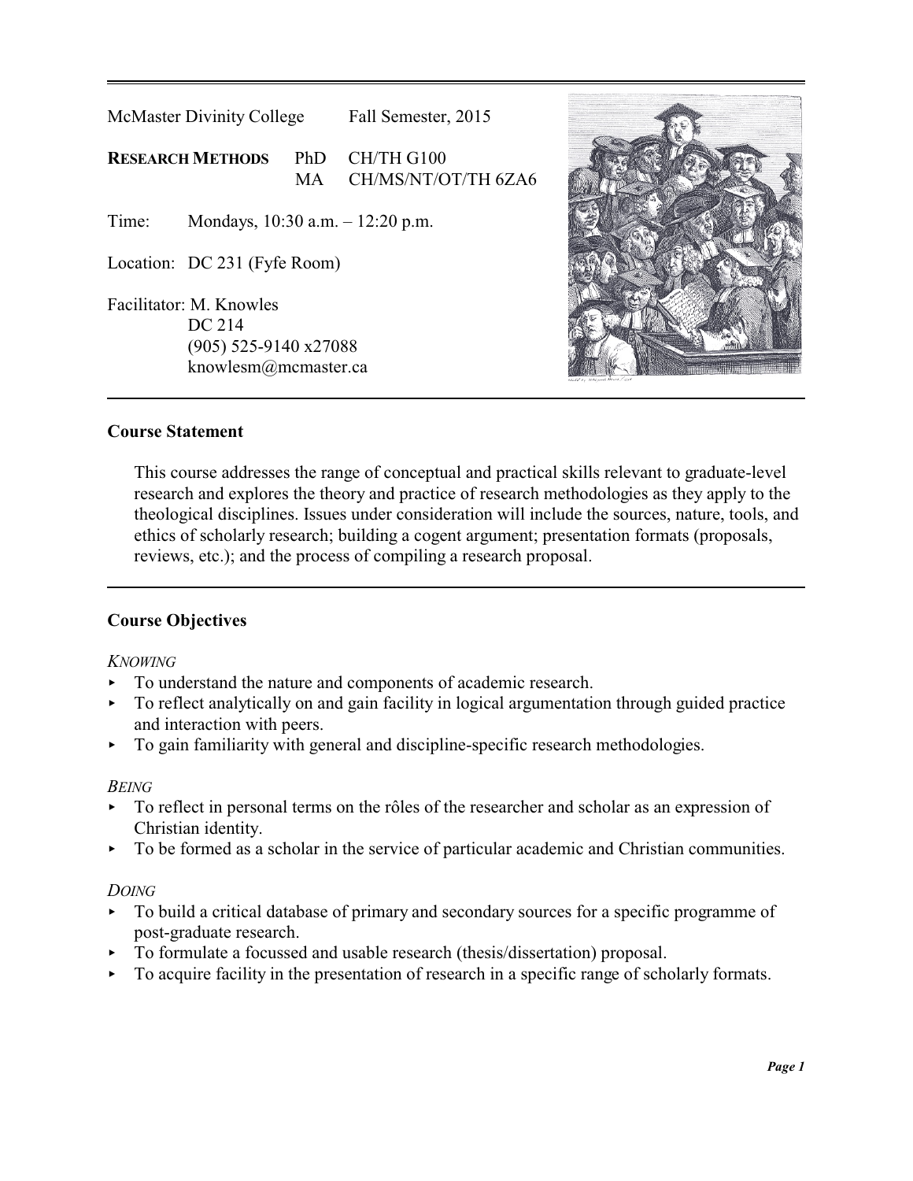McMaster Divinity College        Fall Semester, 2015

**RESEARCH METHODS**    PhD    CH/TH G100
                                  MA     CH/MS/NT/OT/TH 6ZA6

Time: Mondays, 10:30 a.m. – 12:20 p.m.

Location: DC 231 (Fyfe Room)

Facilitator: M. Knowles
DC 214
(905) 525-9140 x27088
knowlesm@mcmaster.ca

---

## Course Statement

This course addresses the range of conceptual and practical skills relevant to graduate-level research and explores the theory and practice of research methodologies as they apply to the theological disciplines. Issues under consideration will include the sources, nature, tools, and ethics of scholarly research; building a cogent argument; presentation formats (proposals, reviews, etc.); and the process of compiling a research proposal.

---

## Course Objectives

*KNOWING*

- To understand the nature and components of academic research.
- To reflect analytically on and gain facility in logical argumentation through guided practice and interaction with peers.
- To gain familiarity with general and discipline-specific research methodologies.

*BEING*

- To reflect in personal terms on the rôles of the researcher and scholar as an expression of Christian identity.
- To be formed as a scholar in the service of particular academic and Christian communities.

*DOING*

- To build a critical database of primary and secondary sources for a specific programme of post-graduate research.
- To formulate a focussed and usable research (thesis/dissertation) proposal.
- To acquire facility in the presentation of research in a specific range of scholarly formats.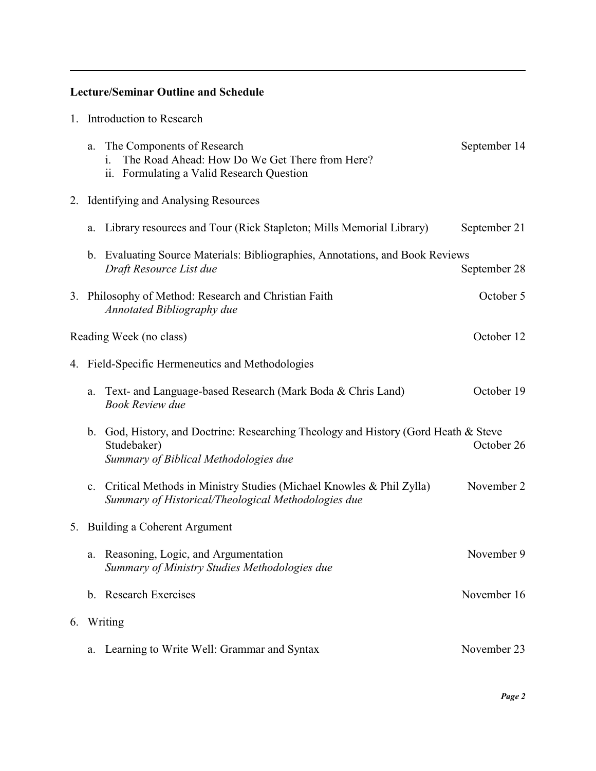**Lecture/Seminar Outline and Schedule**

1. Introduction to Research

    a. The Components of Research — September 14
        i. The Road Ahead: How Do We Get There from Here?
        ii. Formulating a Valid Research Question

2. Identifying and Analysing Resources

    a. Library resources and Tour (Rick Stapleton; Mills Memorial Library) — September 21

    b. Evaluating Source Materials: Bibliographies, Annotations, and Book Reviews
    *Draft Resource List due* — September 28

3. Philosophy of Method: Research and Christian Faith — October 5
    *Annotated Bibliography due*

Reading Week (no class) — October 12

4. Field-Specific Hermeneutics and Methodologies

    a. Text- and Language-based Research (Mark Boda & Chris Land) — October 19
    *Book Review due*

    b. God, History, and Doctrine: Researching Theology and History (Gord Heath & Steve Studebaker) — October 26
    *Summary of Biblical Methodologies due*

    c. Critical Methods in Ministry Studies (Michael Knowles & Phil Zylla) — November 2
    *Summary of Historical/Theological Methodologies due*

5. Building a Coherent Argument

    a. Reasoning, Logic, and Argumentation — November 9
    *Summary of Ministry Studies Methodologies due*

    b. Research Exercises — November 16

6. Writing

    a. Learning to Write Well: Grammar and Syntax — November 23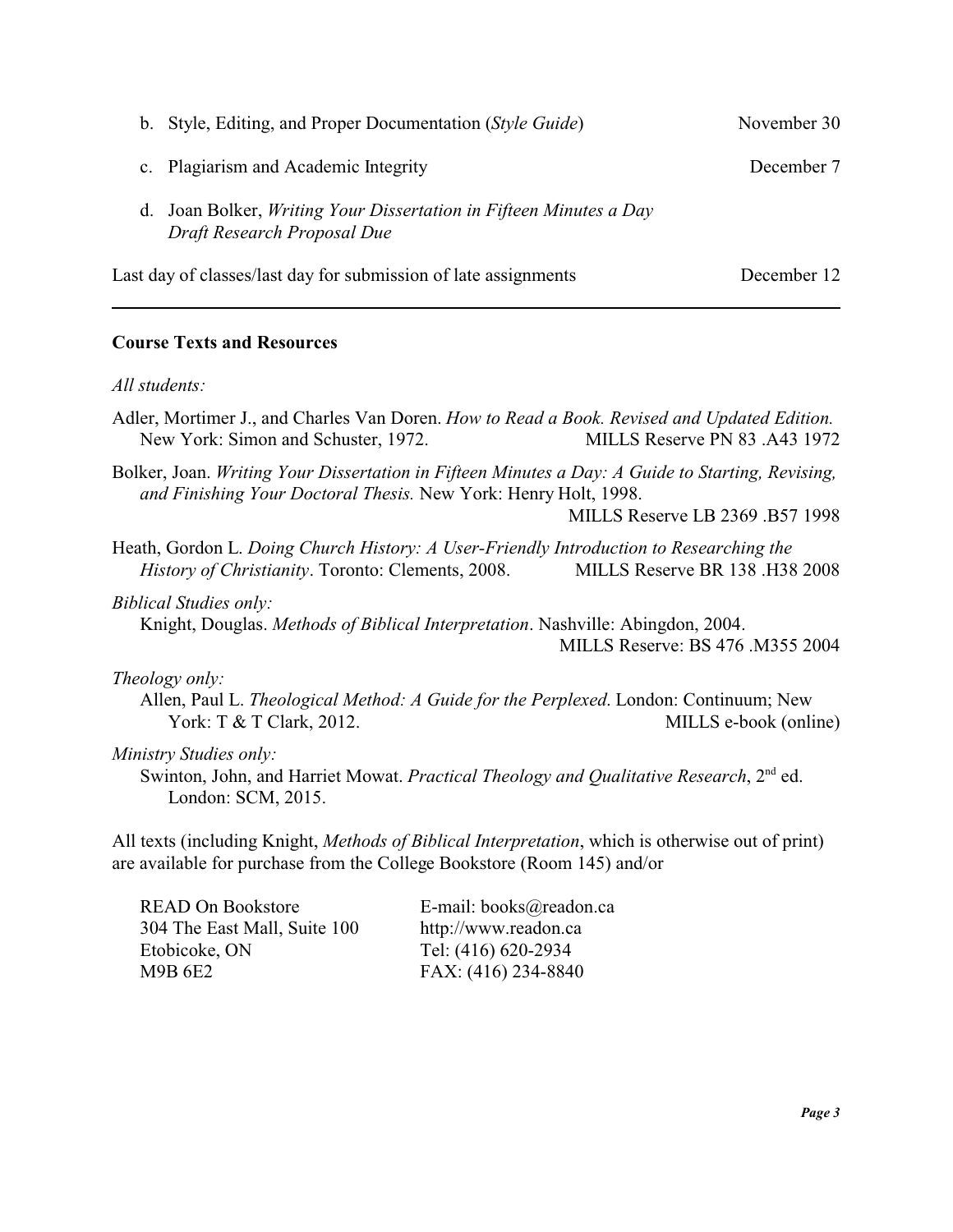b. Style, Editing, and Proper Documentation (*Style Guide*) November 30

c. Plagiarism and Academic Integrity December 7

d. Joan Bolker, *Writing Your Dissertation in Fifteen Minutes a Day*
*Draft Research Proposal Due*

Last day of classes/last day for submission of late assignments December 12

---

**Course Texts and Resources**

*All students:*

Adler, Mortimer J., and Charles Van Doren. *How to Read a Book. Revised and Updated Edition.* New York: Simon and Schuster, 1972. MILLS Reserve PN 83 .A43 1972

Bolker, Joan. *Writing Your Dissertation in Fifteen Minutes a Day: A Guide to Starting, Revising, and Finishing Your Doctoral Thesis.* New York: Henry Holt, 1998. MILLS Reserve LB 2369 .B57 1998

Heath, Gordon L. *Doing Church History: A User-Friendly Introduction to Researching the History of Christianity*. Toronto: Clements, 2008. MILLS Reserve BR 138 .H38 2008

*Biblical Studies only:*

Knight, Douglas. *Methods of Biblical Interpretation*. Nashville: Abingdon, 2004. MILLS Reserve: BS 476 .M355 2004

*Theology only:*

Allen, Paul L. *Theological Method: A Guide for the Perplexed*. London: Continuum; New York: T & T Clark, 2012. MILLS e-book (online)

*Ministry Studies only:*

Swinton, John, and Harriet Mowat. *Practical Theology and Qualitative Research*, 2nd ed. London: SCM, 2015.

All texts (including Knight, *Methods of Biblical Interpretation*, which is otherwise out of print) are available for purchase from the College Bookstore (Room 145) and/or

READ On Bookstore
304 The East Mall, Suite 100
Etobicoke, ON
M9B 6E2

E-mail: books@readon.ca
http://www.readon.ca
Tel: (416) 620-2934
FAX: (416) 234-8840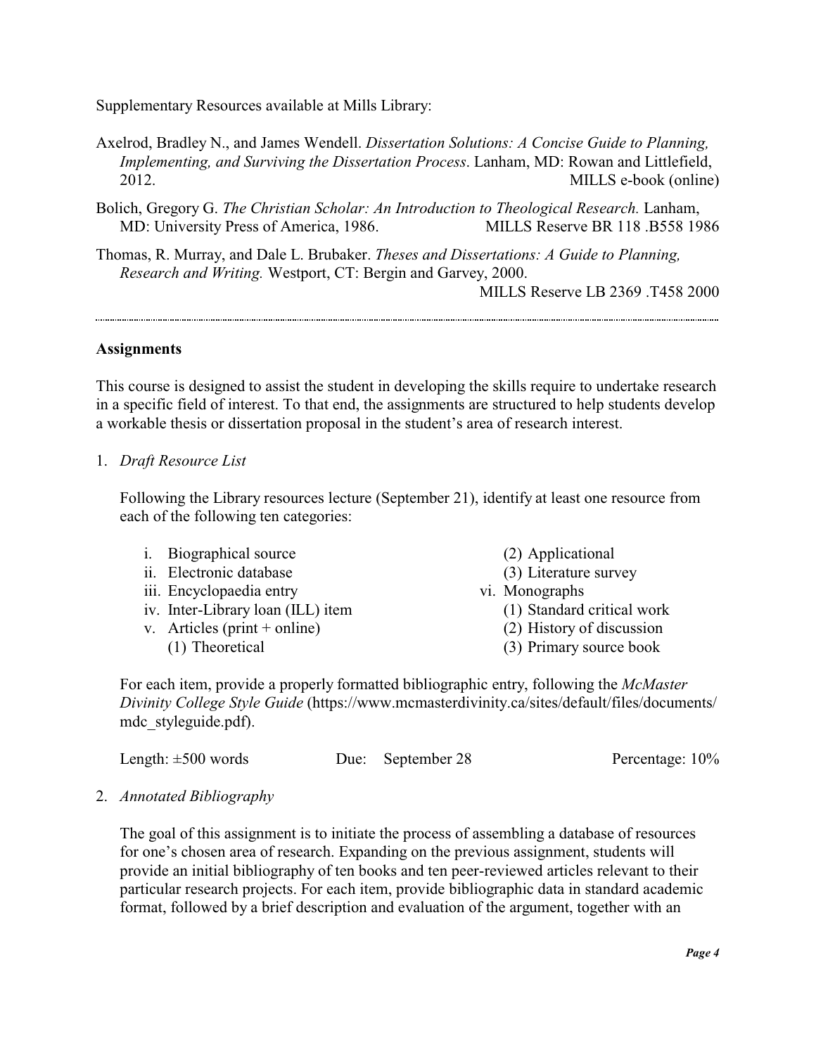Supplementary Resources available at Mills Library:

Axelrod, Bradley N., and James Wendell. *Dissertation Solutions: A Concise Guide to Planning, Implementing, and Surviving the Dissertation Process*. Lanham, MD: Rowan and Littlefield, 2012. MILLS e-book (online)

Bolich, Gregory G. *The Christian Scholar: An Introduction to Theological Research.* Lanham, MD: University Press of America, 1986. MILLS Reserve BR 118 .B558 1986

Thomas, R. Murray, and Dale L. Brubaker. *Theses and Dissertations: A Guide to Planning, Research and Writing.* Westport, CT: Bergin and Garvey, 2000. MILLS Reserve LB 2369 .T458 2000

---

**Assignments**

This course is designed to assist the student in developing the skills require to undertake research in a specific field of interest. To that end, the assignments are structured to help students develop a workable thesis or dissertation proposal in the student's area of research interest.

1. *Draft Resource List*

   Following the Library resources lecture (September 21), identify at least one resource from each of the following ten categories:

   i. Biographical source
   ii. Electronic database
   iii. Encyclopaedia entry
   iv. Inter-Library loan (ILL) item
   v. Articles (print + online)
      (1) Theoretical
      (2) Applicational
      (3) Literature survey
   vi. Monographs
      (1) Standard critical work
      (2) History of discussion
      (3) Primary source book

   For each item, provide a properly formatted bibliographic entry, following the *McMaster Divinity College Style Guide* (https://www.mcmasterdivinity.ca/sites/default/files/documents/mdc_styleguide.pdf).

   Length: ±500 words   Due: September 28   Percentage: 10%

2. *Annotated Bibliography*

   The goal of this assignment is to initiate the process of assembling a database of resources for one's chosen area of research. Expanding on the previous assignment, students will provide an initial bibliography of ten books and ten peer-reviewed articles relevant to their particular research projects. For each item, provide bibliographic data in standard academic format, followed by a brief description and evaluation of the argument, together with an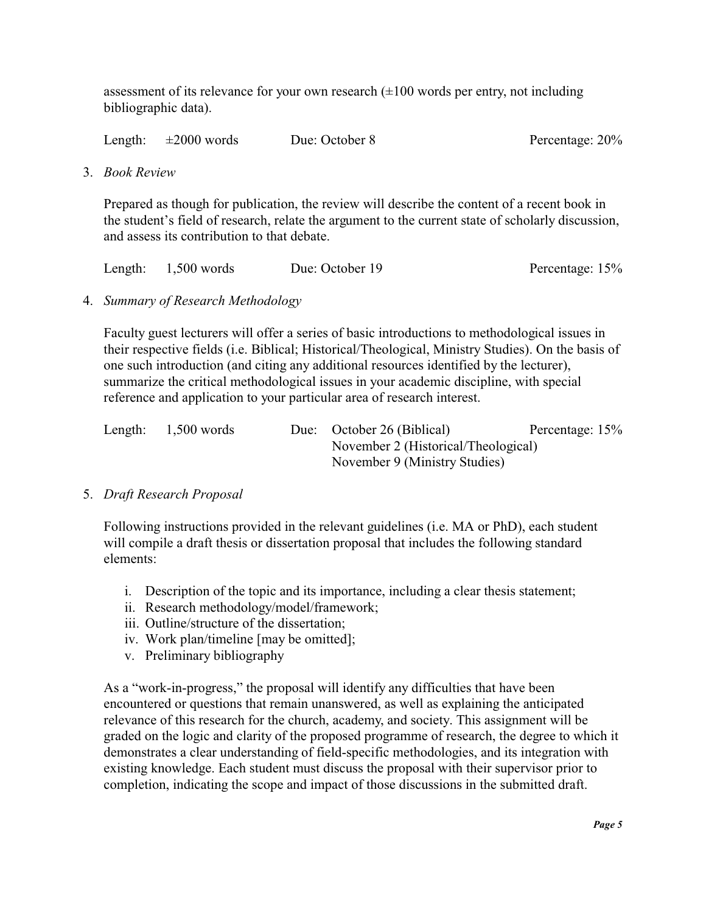assessment of its relevance for your own research (±100 words per entry, not including bibliographic data).

Length: ±2000 words    Due: October 8    Percentage: 20%

3. *Book Review*

   Prepared as though for publication, the review will describe the content of a recent book in the student's field of research, relate the argument to the current state of scholarly discussion, and assess its contribution to that debate.

   Length: 1,500 words    Due: October 19    Percentage: 15%

4. *Summary of Research Methodology*

   Faculty guest lecturers will offer a series of basic introductions to methodological issues in their respective fields (i.e. Biblical; Historical/Theological, Ministry Studies). On the basis of one such introduction (and citing any additional resources identified by the lecturer), summarize the critical methodological issues in your academic discipline, with special reference and application to your particular area of research interest.

   Length: 1,500 words    Due: October 26 (Biblical)    Percentage: 15%
   November 2 (Historical/Theological)
   November 9 (Ministry Studies)

5. *Draft Research Proposal*

   Following instructions provided in the relevant guidelines (i.e. MA or PhD), each student will compile a draft thesis or dissertation proposal that includes the following standard elements:

   i. Description of the topic and its importance, including a clear thesis statement;
   ii. Research methodology/model/framework;
   iii. Outline/structure of the dissertation;
   iv. Work plan/timeline [may be omitted];
   v. Preliminary bibliography

   As a "work-in-progress," the proposal will identify any difficulties that have been encountered or questions that remain unanswered, as well as explaining the anticipated relevance of this research for the church, academy, and society. This assignment will be graded on the logic and clarity of the proposed programme of research, the degree to which it demonstrates a clear understanding of field-specific methodologies, and its integration with existing knowledge. Each student must discuss the proposal with their supervisor prior to completion, indicating the scope and impact of those discussions in the submitted draft.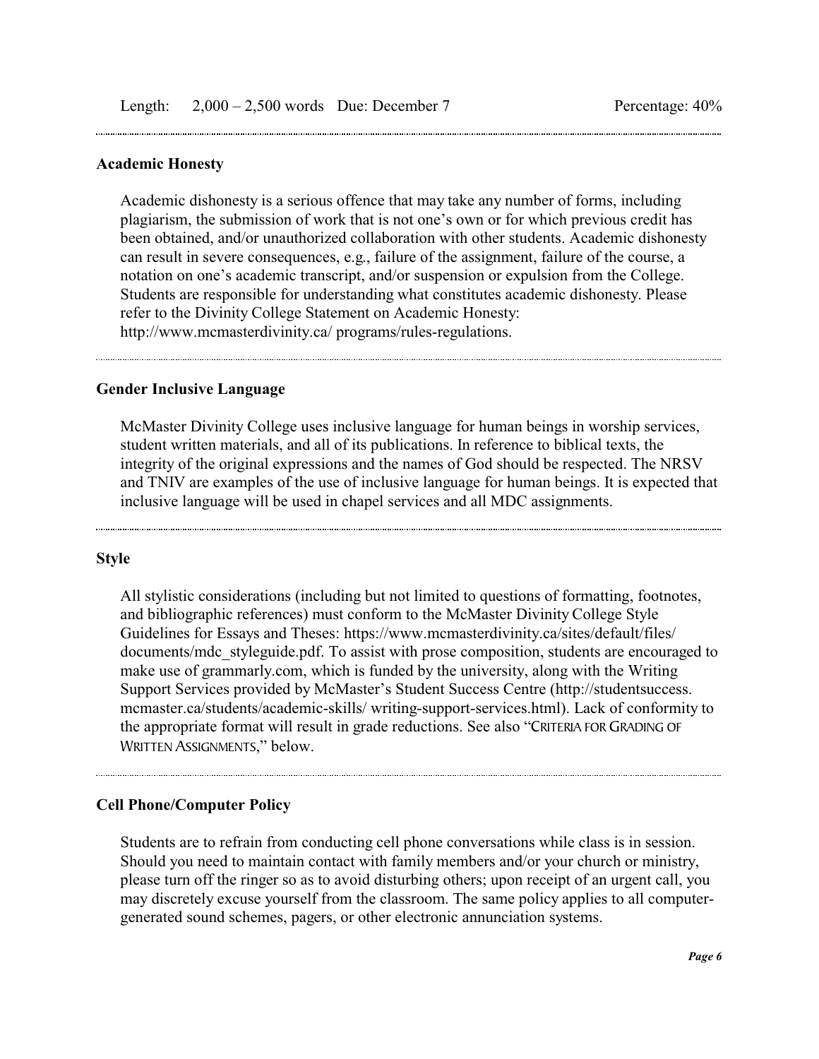Length: 2,000 – 2,500 words Due: December 7 Percentage: 40%

---

**Academic Honesty**

Academic dishonesty is a serious offence that may take any number of forms, including plagiarism, the submission of work that is not one's own or for which previous credit has been obtained, and/or unauthorized collaboration with other students. Academic dishonesty can result in severe consequences, e.g., failure of the assignment, failure of the course, a notation on one's academic transcript, and/or suspension or expulsion from the College. Students are responsible for understanding what constitutes academic dishonesty. Please refer to the Divinity College Statement on Academic Honesty: http://www.mcmasterdivinity.ca/ programs/rules-regulations.

---

**Gender Inclusive Language**

McMaster Divinity College uses inclusive language for human beings in worship services, student written materials, and all of its publications. In reference to biblical texts, the integrity of the original expressions and the names of God should be respected. The NRSV and TNIV are examples of the use of inclusive language for human beings. It is expected that inclusive language will be used in chapel services and all MDC assignments.

---

**Style**

All stylistic considerations (including but not limited to questions of formatting, footnotes, and bibliographic references) must conform to the McMaster Divinity College Style Guidelines for Essays and Theses: https://www.mcmasterdivinity.ca/sites/default/files/ documents/mdc_styleguide.pdf. To assist with prose composition, students are encouraged to make use of grammarly.com, which is funded by the university, along with the Writing Support Services provided by McMaster's Student Success Centre (http://studentsuccess. mcmaster.ca/students/academic-skills/ writing-support-services.html). Lack of conformity to the appropriate format will result in grade reductions. See also "CRITERIA FOR GRADING OF WRITTEN ASSIGNMENTS," below.

---

**Cell Phone/Computer Policy**

Students are to refrain from conducting cell phone conversations while class is in session. Should you need to maintain contact with family members and/or your church or ministry, please turn off the ringer so as to avoid disturbing others; upon receipt of an urgent call, you may discretely excuse yourself from the classroom. The same policy applies to all computer-generated sound schemes, pagers, or other electronic annunciation systems.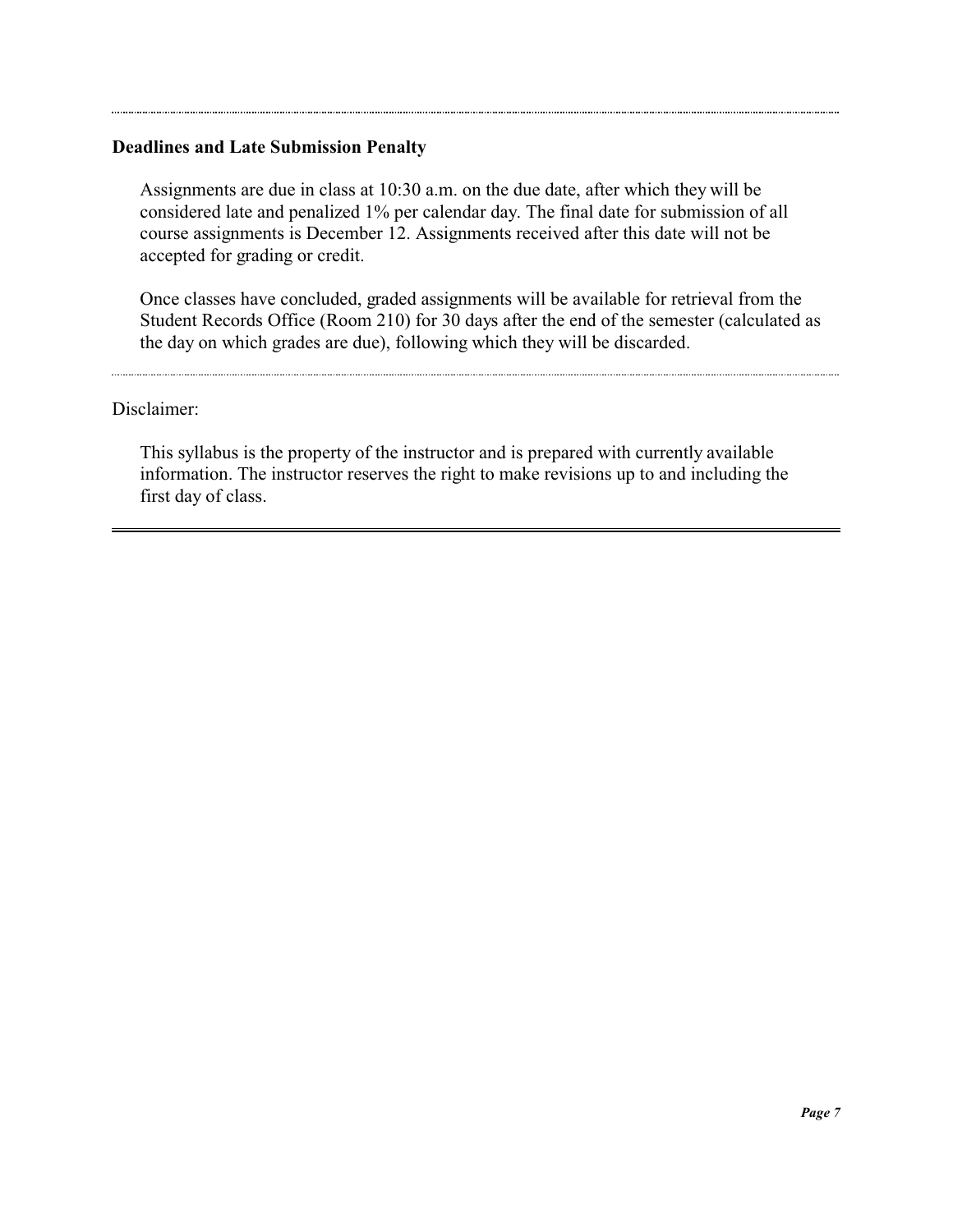**Deadlines and Late Submission Penalty**

Assignments are due in class at 10:30 a.m. on the due date, after which they will be considered late and penalized 1% per calendar day. The final date for submission of all course assignments is December 12. Assignments received after this date will not be accepted for grading or credit.

Once classes have concluded, graded assignments will be available for retrieval from the Student Records Office (Room 210) for 30 days after the end of the semester (calculated as the day on which grades are due), following which they will be discarded.

---

Disclaimer:

This syllabus is the property of the instructor and is prepared with currently available information. The instructor reserves the right to make revisions up to and including the first day of class.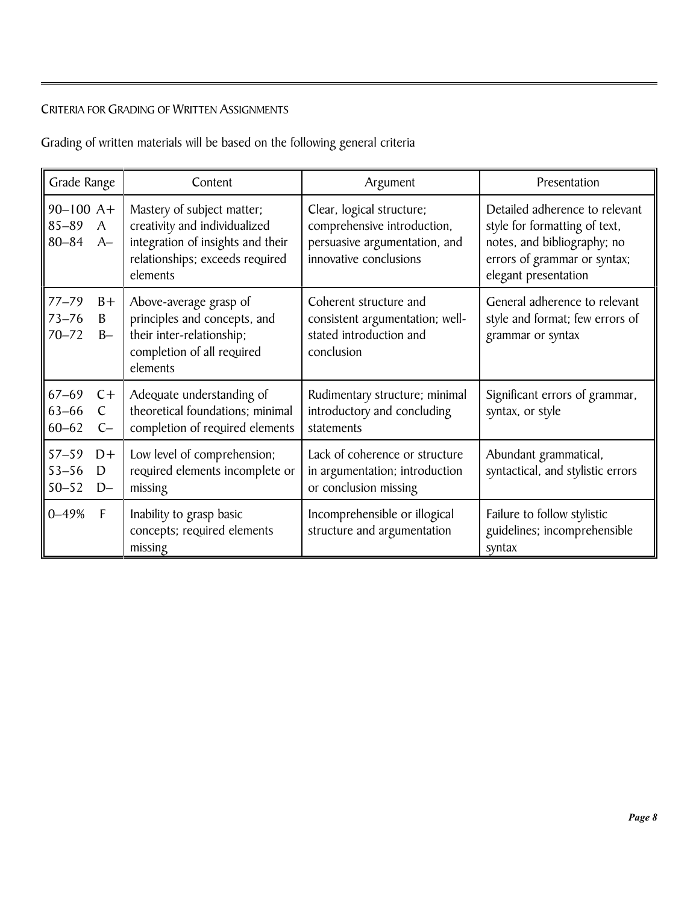## Criteria for Grading of Written Assignments

Grading of written materials will be based on the following general criteria

| Grade Range | Content | Argument | Presentation |
| --- | --- | --- | --- |
| 90–100 A+<br>85–89 A<br>80–84 A– | Mastery of subject matter; creativity and individualized integration of insights and their relationships; exceeds required elements | Clear, logical structure; comprehensive introduction, persuasive argumentation, and innovative conclusions | Detailed adherence to relevant style for formatting of text, notes, and bibliography; no errors of grammar or syntax; elegant presentation |
| 77–79 B+<br>73–76 B<br>70–72 B– | Above-average grasp of principles and concepts, and their inter-relationship; completion of all required elements | Coherent structure and consistent argumentation; well-stated introduction and conclusion | General adherence to relevant style and format; few errors of grammar or syntax |
| 67–69 C+<br>63–66 C<br>60–62 C– | Adequate understanding of theoretical foundations; minimal completion of required elements | Rudimentary structure; minimal introductory and concluding statements | Significant errors of grammar, syntax, or style |
| 57–59 D+<br>53–56 D<br>50–52 D– | Low level of comprehension; required elements incomplete or missing | Lack of coherence or structure in argumentation; introduction or conclusion missing | Abundant grammatical, syntactical, and stylistic errors |
| 0–49% F | Inability to grasp basic concepts; required elements missing | Incomprehensible or illogical structure and argumentation | Failure to follow stylistic guidelines; incomprehensible syntax |